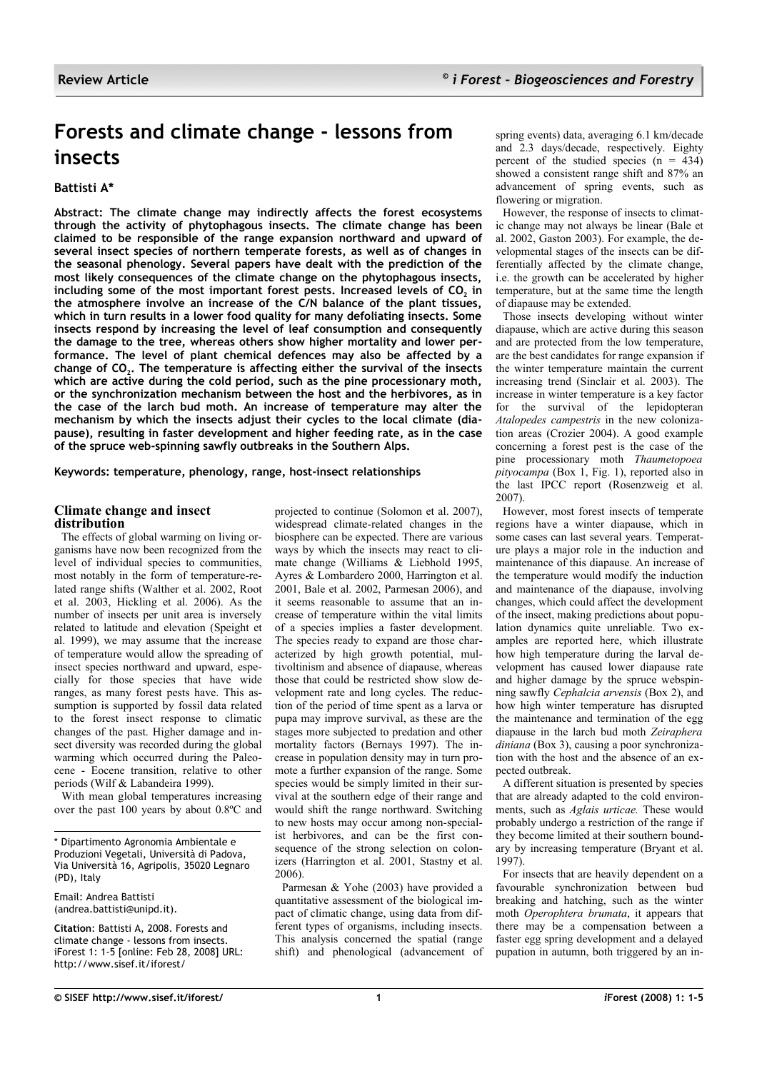# Forests and climate change - lessons from insects

**Battisti A***

**Abstract: The climate change may indirectly affects the forest ecosystems through the activity of phytophagous insects. The climate change has been claimed to be responsible of the range expansion northward and upward of several insect species of northern temperate forests, as well as of changes in the seasonal phenology. Several papers have dealt with the prediction of the most likely consequences of the climate change on the phytophagous insects, including some of the most important forest pests. Increased levels of $CO_2$ in the atmosphere involve an increase of the C/N balance of the plant tissues, which in turn results in a lower food quality for many defoliating insects. Some insects respond by increasing the level of leaf consumption and consequently the damage to the tree, whereas others show higher mortality and lower performance. The level of plant chemical defences may also be affected by a change of $CO_2$. The temperature is affecting either the survival of the insects which are active during the cold period, such as the pine processionary moth, or the synchronization mechanism between the host and the herbivores, as in the case of the larch bud moth. An increase of temperature may alter the mechanism by which the insects adjust their cycles to the local climate (diapause), resulting in faster development and higher feeding rate, as in the case of the spruce web-spinning sawfly outbreaks in the Southern Alps.**

**Keywords: temperature, phenology, range, host-insect relationships**

## Climate change and insect distribution

The effects of global warming on living organisms have now been recognized from the level of individual species to communities, most notably in the form of temperature-related range shifts (Walther et al. 2002, Root et al. 2003, Hickling et al. 2006). As the number of insects per unit area is inversely related to latitude and elevation (Speight et al. 1999), we may assume that the increase of temperature would allow the spreading of insect species northward and upward, especially for those species that have wide ranges, as many forest pests have. This assumption is supported by fossil data related to the forest insect response to climatic changes of the past. Higher damage and insect diversity was recorded during the global warming which occurred during the Paleocene - Eocene transition, relative to other periods (Wilf & Labandeira 1999).

With mean global temperatures increasing over the past 100 years by about 0.8ºC and projected to continue (Solomon et al. 2007), widespread climate-related changes in the biosphere can be expected. There are various ways by which the insects may react to climate change (Williams & Liebhold 1995, Ayres & Lombardero 2000, Harrington et al. 2001, Bale et al. 2002, Parmesan 2006), and it seems reasonable to assume that an increase of temperature within the vital limits of a species implies a faster development. The species ready to expand are those characterized by high growth potential, multivoltinism and absence of diapause, whereas those that could be restricted show slow development rate and long cycles. The reduction of the period of time spent as a larva or pupa may improve survival, as these are the stages more subjected to predation and other mortality factors (Bernays 1997). The increase in population density may in turn promote a further expansion of the range. Some species would be simply limited in their survival at the southern edge of their range and would shift the range northward. Switching to new hosts may occur among non-specialist herbivores, and can be the first consequence of the strong selection on colonizers (Harrington et al. 2001, Stastny et al. 2006).

Parmesan & Yohe (2003) have provided a quantitative assessment of the biological impact of climatic change, using data from different types of organisms, including insects. This analysis concerned the spatial (range shift) and phenological (advancement of spring events) data, averaging 6.1 km/decade and 2.3 days/decade, respectively. Eighty percent of the studied species (n = 434) showed a consistent range shift and 87% an advancement of spring events, such as flowering or migration.

However, the response of insects to climatic change may not always be linear (Bale et al. 2002, Gaston 2003). For example, the developmental stages of the insects can be differentially affected by the climate change, i.e. the growth can be accelerated by higher temperature, but at the same time the length of diapause may be extended.

Those insects developing without winter diapause, which are active during this season and are protected from the low temperature, are the best candidates for range expansion if the winter temperature maintain the current increasing trend (Sinclair et al. 2003). The increase in winter temperature is a key factor for the survival of the lepidopteran *Atalopedes campestris* in the new colonization areas (Crozier 2004). A good example concerning a forest pest is the case of the pine processionary moth *Thaumetopoea pityocampa* (Box 1, Fig. 1), reported also in the last IPCC report (Rosenzweig et al. 2007).

However, most forest insects of temperate regions have a winter diapause, which in some cases can last several years. Temperature plays a major role in the induction and maintenance of this diapause. An increase of the temperature would modify the induction and maintenance of the diapause, involving changes, which could affect the development of the insect, making predictions about population dynamics quite unreliable. Two examples are reported here, which illustrate how high temperature during the larval development has caused lower diapause rate and higher damage by the spruce webspinning sawfly *Cephalcia arvensis* (Box 2), and how high winter temperature has disrupted the maintenance and termination of the egg diapause in the larch bud moth *Zeiraphera diniana* (Box 3), causing a poor synchronization with the host and the absence of an expected outbreak.

A different situation is presented by species that are already adapted to the cold environments, such as *Aglais urticae.* These would probably undergo a restriction of the range if they become limited at their southern boundary by increasing temperature (Bryant et al. 1997).

For insects that are heavily dependent on a favourable synchronization between bud breaking and hatching, such as the winter moth *Operophtera brumata*, it appears that there may be a compensation between a faster egg spring development and a delayed pupation in autumn, both triggered by an in-

\* Dipartimento Agronomia Ambientale e Produzioni Vegetali, Università di Padova, Via Università 16, Agripolis, 35020 Legnaro (PD), Italy

Email: Andrea Battisti (andrea.battisti@unipd.it).

**Citation**: Battisti A, 2008. Forests and climate change - lessons from insects. iForest 1: 1-5 [online: Feb 28, 2008] URL: http://www.sisef.it/iforest/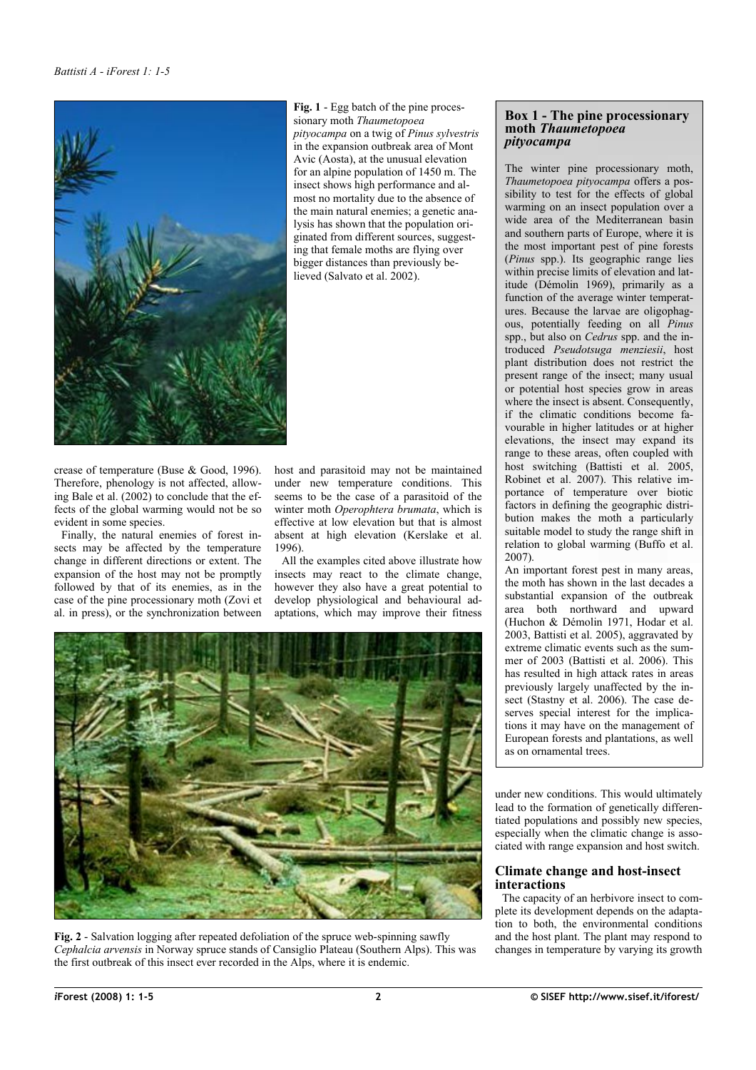**Fig. 1** - Egg batch of the pine processionary moth *Thaumetopoea pityocampa* on a twig of *Pinus sylvestris* in the expansion outbreak area of Mont Avic (Aosta), at the unusual elevation for an alpine population of 1450 m. The insect shows high performance and almost no mortality due to the absence of the main natural enemies; a genetic analysis has shown that the population originated from different sources, suggesting that female moths are flying over bigger distances than previously believed (Salvato et al. 2002).

crease of temperature (Buse & Good, 1996). Therefore, phenology is not affected, allowing Bale et al. (2002) to conclude that the effects of the global warming would not be so evident in some species.

Finally, the natural enemies of forest insects may be affected by the temperature change in different directions or extent. The expansion of the host may not be promptly followed by that of its enemies, as in the case of the pine processionary moth (Zovi et al. in press), or the synchronization between host and parasitoid may not be maintained under new temperature conditions. This seems to be the case of a parasitoid of the winter moth *Operophtera brumata*, which is effective at low elevation but that is almost absent at high elevation (Kerslake et al. 1996).

All the examples cited above illustrate how insects may react to the climate change, however they also have a great potential to develop physiological and behavioural adaptations, which may improve their fitness under new conditions. This would ultimately lead to the formation of genetically differentiated populations and possibly new species, especially when the climatic change is associated with range expansion and host switch.

**Fig. 2** - Salvation logging after repeated defoliation of the spruce web-spinning sawfly *Cephalcia arvensis* in Norway spruce stands of Cansiglio Plateau (Southern Alps). This was the first outbreak of this insect ever recorded in the Alps, where it is endemic.

### Box 1 - The pine processionary moth *Thaumetopoea pityocampa*

The winter pine processionary moth, *Thaumetopoea pityocampa* offers a possibility to test for the effects of global warming on an insect population over a wide area of the Mediterranean basin and southern parts of Europe, where it is the most important pest of pine forests (*Pinus* spp.). Its geographic range lies within precise limits of elevation and latitude (Démolin 1969), primarily as a function of the average winter temperatures. Because the larvae are oligophagous, potentially feeding on all *Pinus* spp., but also on *Cedrus* spp. and the introduced *Pseudotsuga menziesii*, host plant distribution does not restrict the present range of the insect; many usual or potential host species grow in areas where the insect is absent. Consequently, if the climatic conditions become favourable in higher latitudes or at higher elevations, the insect may expand its range to these areas, often coupled with host switching (Battisti et al. 2005, Robinet et al. 2007). This relative importance of temperature over biotic factors in defining the geographic distribution makes the moth a particularly suitable model to study the range shift in relation to global warming (Buffo et al. 2007).

An important forest pest in many areas, the moth has shown in the last decades a substantial expansion of the outbreak area both northward and upward (Huchon & Démolin 1971, Hodar et al. 2003, Battisti et al. 2005), aggravated by extreme climatic events such as the summer of 2003 (Battisti et al. 2006). This has resulted in high attack rates in areas previously largely unaffected by the insect (Stastny et al. 2006). The case deserves special interest for the implications it may have on the management of European forests and plantations, as well as on ornamental trees.

## Climate change and host-insect interactions

The capacity of an herbivore insect to complete its development depends on the adaptation to both, the environmental conditions and the host plant. The plant may respond to changes in temperature by varying its growth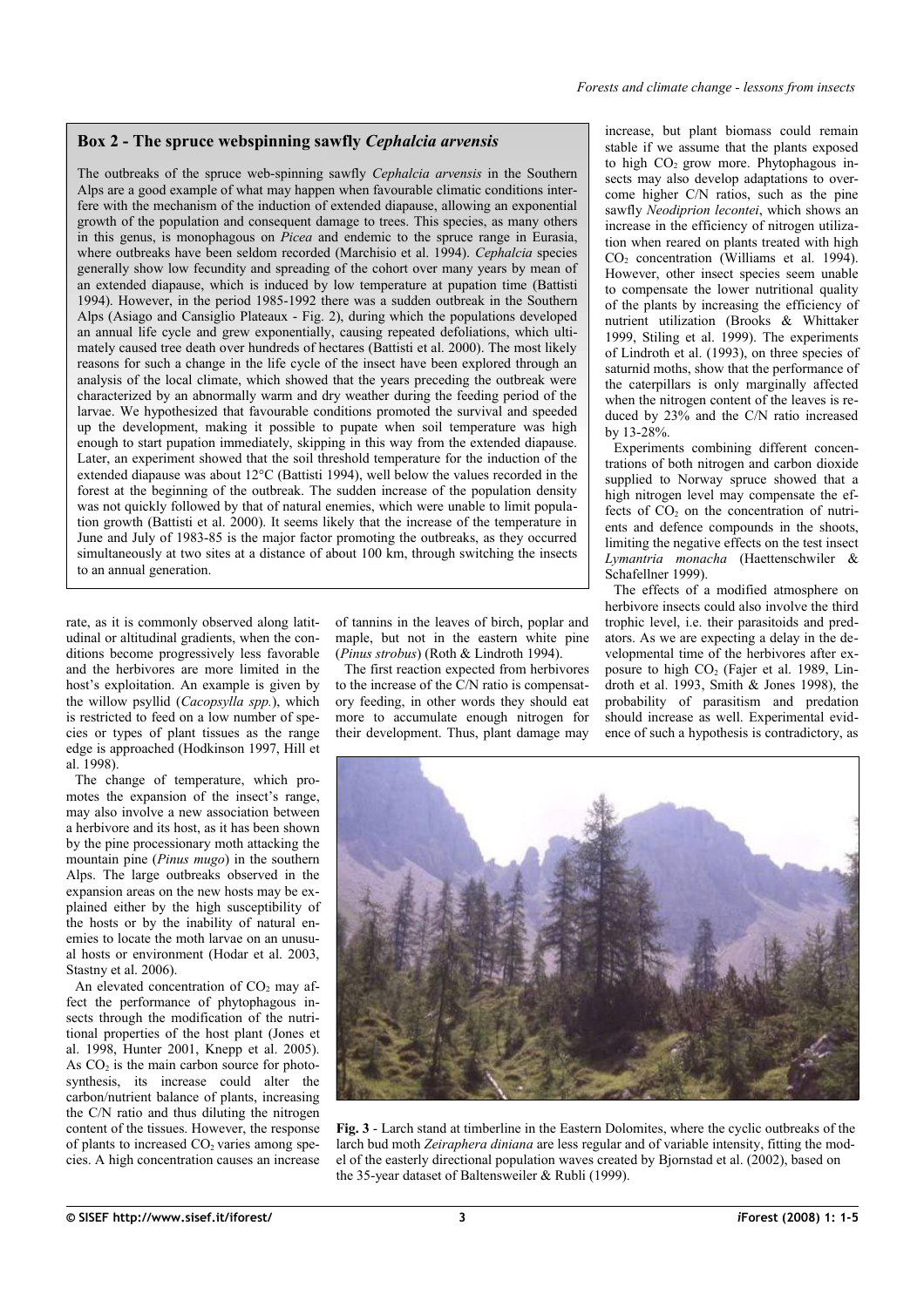## Box 2 - The spruce webspinning sawfly *Cephalcia arvensis*

The outbreaks of the spruce web-spinning sawfly *Cephalcia arvensis* in the Southern Alps are a good example of what may happen when favourable climatic conditions interfere with the mechanism of the induction of extended diapause, allowing an exponential growth of the population and consequent damage to trees. This species, as many others in this genus, is monophagous on *Picea* and endemic to the spruce range in Eurasia, where outbreaks have been seldom recorded (Marchisio et al. 1994). *Cephalcia* species generally show low fecundity and spreading of the cohort over many years by mean of an extended diapause, which is induced by low temperature at pupation time (Battisti 1994). However, in the period 1985-1992 there was a sudden outbreak in the Southern Alps (Asiago and Cansiglio Plateaux - Fig. 2), during which the populations developed an annual life cycle and grew exponentially, causing repeated defoliations, which ultimately caused tree death over hundreds of hectares (Battisti et al. 2000). The most likely reasons for such a change in the life cycle of the insect have been explored through an analysis of the local climate, which showed that the years preceding the outbreak were characterized by an abnormally warm and dry weather during the feeding period of the larvae. We hypothesized that favourable conditions promoted the survival and speeded up the development, making it possible to pupate when soil temperature was high enough to start pupation immediately, skipping in this way from the extended diapause. Later, an experiment showed that the soil threshold temperature for the induction of the extended diapause was about 12°C (Battisti 1994), well below the values recorded in the forest at the beginning of the outbreak. The sudden increase of the population density was not quickly followed by that of natural enemies, which were unable to limit population growth (Battisti et al. 2000). It seems likely that the increase of the temperature in June and July of 1983-85 is the major factor promoting the outbreaks, as they occurred simultaneously at two sites at a distance of about 100 km, through switching the insects to an annual generation.

rate, as it is commonly observed along latitudinal or altitudinal gradients, when the conditions become progressively less favorable and the herbivores are more limited in the host's exploitation. An example is given by the willow psyllid (*Cacopsylla spp.*), which is restricted to feed on a low number of species or types of plant tissues as the range edge is approached (Hodkinson 1997, Hill et al. 1998).

The change of temperature, which promotes the expansion of the insect's range, may also involve a new association between a herbivore and its host, as it has been shown by the pine processionary moth attacking the mountain pine (*Pinus mugo*) in the southern Alps. The large outbreaks observed in the expansion areas on the new hosts may be explained either by the high susceptibility of the hosts or by the inability of natural enemies to locate the moth larvae on an unusual host or environment (Hodar et al. 2003, Stastny et al. 2006).

An elevated concentration of $CO_2$ may affect the performance of phytophagous insects through the modification of the nutritional properties of the host plant (Jones et al. 1998, Hunter 2001, Knepp et al. 2005). As $CO_2$ is the main carbon source for photosynthesis, its increase could alter the carbon/nutrient balance of plants, increasing the C/N ratio and thus diluting the nitrogen content of the tissues. However, the response of plants to increased $CO_2$ varies among species. A high concentration causes an increase of tannins in the leaves of birch, poplar and maple, but not in the eastern white pine (*Pinus strobus*) (Roth & Lindroth 1994).

The first reaction expected from herbivores to the increase of the C/N ratio is compensatory feeding, in other words they should eat more to accumulate enough nitrogen for their development. Thus, plant damage may increase, but plant biomass could remain stable if we assume that the plants exposed to high $CO_2$ grow more. Phytophagous insects may also develop adaptations to overcome higher C/N ratios, such as the pine sawfly *Neodiprion lecontei*, which shows an increase in the efficiency of nitrogen utilization when reared on plants treated with high $CO_2$ concentration (Williams et al. 1994). However, other insect species seem unable to compensate the lower nutritional quality of the plants by increasing the efficiency of nutrient utilization (Brooks & Whittaker 1999, Stiling et al. 1999). The experiments of Lindroth et al. (1993), on three species of saturnid moths, show that the performance of the caterpillars is only marginally affected when the nitrogen content of the leaves is reduced by 23% and the C/N ratio increased by 13-28%.

Experiments combining different concentrations of both nitrogen and carbon dioxide supplied to Norway spruce showed that a high nitrogen level may compensate the effects of $CO_2$ on the concentration of nutrients and defence compounds in the shoots, limiting the negative effects on the test insect *Lymantria monacha* (Haettenschwiler & Schafellner 1999).

The effects of a modified atmosphere on herbivore insects could also involve the third trophic level, i.e. their parasitoids and predators. As we are expecting a delay in the developmental time of the herbivores after exposure to high $CO_2$ (Fajer et al. 1989, Lindroth et al. 1993, Smith & Jones 1998), the probability of parasitism and predation should increase as well. Experimental evidence of such a hypothesis is contradictory, as

**Fig. 3** - Larch stand at timberline in the Eastern Dolomites, where the cyclic outbreaks of the larch bud moth *Zeiraphera diniana* are less regular and of variable intensity, fitting the model of the easterly directional population waves created by Bjornstad et al. (2002), based on the 35-year dataset of Baltensweiler & Rubli (1999).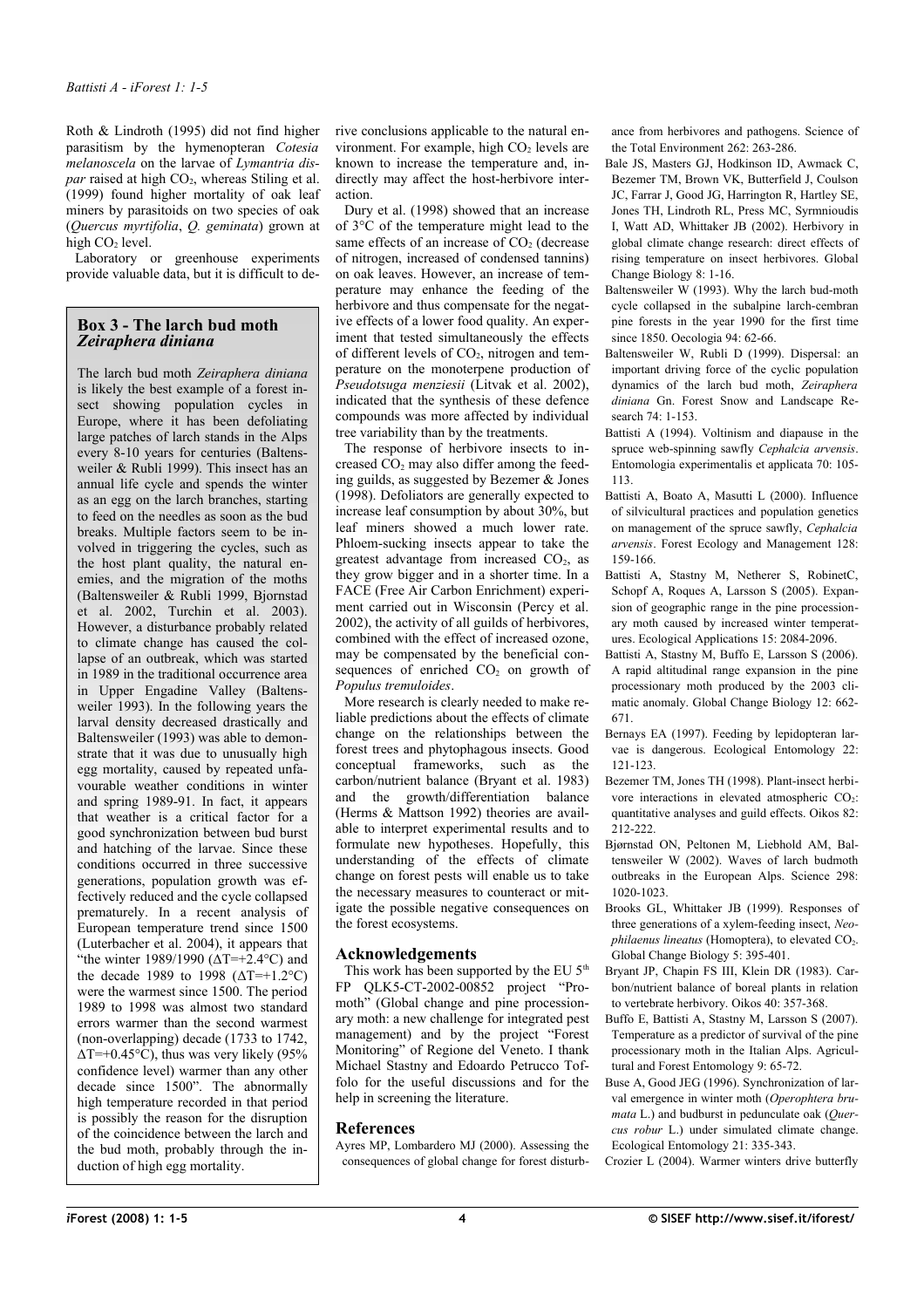Roth & Lindroth (1995) did not find higher parasitism by the hymenopteran *Cotesia melanoscela* on the larvae of *Lymantria dispar* raised at high $CO_2$, whereas Stiling et al. (1999) found higher mortality of oak leaf miners by parasitoids on two species of oak (*Quercus myrtifolia*, *Q. geminata*) grown at high $CO_2$ level.

Laboratory or greenhouse experiments provide valuable data, but it is difficult to derive conclusions applicable to the natural environment. For example, high $CO_2$ levels are known to increase the temperature and, indirectly may affect the host-herbivore interaction.

Dury et al. (1998) showed that an increase of 3°C of the temperature might lead to the same effects of an increase of $CO_2$ (decrease of nitrogen, increased of condensed tannins) on oak leaves. However, an increase of temperature may enhance the feeding of the herbivore and thus compensate for the negative effects of a lower food quality. An experiment that tested simultaneously the effects of different levels of $CO_2$, nitrogen and temperature on the monoterpene production of *Pseudotsuga menziesii* (Litvak et al. 2002), indicated that the synthesis of these defence compounds was more affected by individual tree variability than by the treatments.

The response of herbivore insects to increased $CO_2$ may also differ among the feeding guilds, as suggested by Bezemer & Jones (1998). Defoliators are generally expected to increase leaf consumption by about 30%, but leaf miners showed a much lower rate. Phloem-sucking insects appear to take the greatest advantage from increased $CO_2$, as they grow bigger and in a shorter time. In a FACE (Free Air Carbon Enrichment) experiment carried out in Wisconsin (Percy et al. 2002), the activity of all guilds of herbivores, combined with the effect of increased ozone, may be compensated by the beneficial consequences of enriched $CO_2$ on growth of *Populus tremuloides*.

More research is clearly needed to make reliable predictions about the effects of climate change on the relationships between the forest trees and phytophagous insects. Good conceptual frameworks, such as the carbon/nutrient balance (Bryant et al. 1983) and the growth/differentiation balance (Herms & Mattson 1992) theories are available to interpret experimental results and to formulate new hypotheses. Hopefully, this understanding of the effects of climate change on forest pests will enable us to take the necessary measures to counteract or mitigate the possible negative consequences on the forest ecosystems.

### Box 3 - The larch bud moth *Zeiraphera diniana*

The larch bud moth *Zeiraphera diniana* is likely the best example of a forest insect showing population cycles in Europe, where it has been defoliating large patches of larch stands in the Alps every 8-10 years for centuries (Baltensweiler & Rubli 1999). This insect has an annual life cycle and spends the winter as an egg on the larch branches, starting to feed on the needles as soon as the bud breaks. Multiple factors seem to be involved in triggering the cycles, such as the host plant quality, the natural enemies, and the migration of the moths (Baltensweiler & Rubli 1999, Bjornstad et al. 2002, Turchin et al. 2003). However, a disturbance probably related to climate change has caused the collapse of an outbreak, which was started in 1989 in the traditional occurrence area in Upper Engadine Valley (Baltensweiler 1993). In the following years the larval density decreased drastically and Baltensweiler (1993) was able to demonstrate that it was due to unusually high egg mortality, caused by repeated unfavourable weather conditions in winter and spring 1989-91. In fact, it appears that weather is a critical factor for a good synchronization between bud burst and hatching of the larvae. Since these conditions occurred in three successive generations, population growth was effectively reduced and the cycle collapsed prematurely. In a recent analysis of European temperature trend since 1500 (Luterbacher et al. 2004), it appears that "the winter 1989/1990 ($\Delta T$=+2.4°C) and the decade 1989 to 1998 ($\Delta T$=+1.2°C) were the warmest since 1500. The period 1989 to 1998 was almost two standard errors warmer than the second warmest (non-overlapping) decade (1733 to 1742, $\Delta T$=+0.45°C), thus was very likely (95% confidence level) warmer than any other decade since 1500". The abnormally high temperature recorded in that period is possibly the reason for the disruption of the coincidence between the larch and the bud moth, probably through the induction of high egg mortality.

## Acknowledgements

This work has been supported by the EU 5[th] FP QLK5-CT-2002-00852 project "Promoth" (Global change and pine processionary moth: a new challenge for integrated pest management) and by the project "Forest Monitoring" of Regione del Veneto. I thank Michael Stastny and Edoardo Petrucco Toffolo for the useful discussions and for the help in screening the literature.

## References

Ayres MP, Lombardero MJ (2000). Assessing the consequences of global change for forest disturbance from herbivores and pathogens. Science of the Total Environment 262: 263-286.

Bale JS, Masters GJ, Hodkinson ID, Awmack C, Bezemer TM, Brown VK, Butterfield J, Coulson JC, Farrar J, Good JG, Harrington R, Hartley SE, Jones TH, Lindroth RL, Press MC, Syrmnioudis I, Watt AD, Whittaker JB (2002). Herbivory in global climate change research: direct effects of rising temperature on insect herbivores. Global Change Biology 8: 1-16.

Baltensweiler W (1993). Why the larch bud-moth cycle collapsed in the subalpine larch-cembran pine forests in the year 1990 for the first time since 1850. Oecologia 94: 62-66.

Baltensweiler W, Rubli D (1999). Dispersal: an important driving force of the cyclic population dynamics of the larch bud moth, *Zeiraphera diniana* Gn. Forest Snow and Landscape Research 74: 1-153.

Battisti A (1994). Voltinism and diapause in the spruce web-spinning sawfly *Cephalcia arvensis*. Entomologia experimentalis et applicata 70: 105-113.

Battisti A, Boato A, Masutti L (2000). Influence of silvicultural practices and population genetics on management of the spruce sawfly, *Cephalcia arvensis*. Forest Ecology and Management 128: 159-166.

Battisti A, Stastny M, Netherer S, RobinetC, Schopf A, Roques A, Larsson S (2005). Expansion of geographic range in the pine processionary moth caused by increased winter temperatures. Ecological Applications 15: 2084-2096.

Battisti A, Stastny M, Buffo E, Larsson S (2006). A rapid altitudinal range expansion in the pine processionary moth produced by the 2003 climatic anomaly. Global Change Biology 12: 662-671.

Bernays EA (1997). Feeding by lepidopteran larvae is dangerous. Ecological Entomology 22: 121-123.

Bezemer TM, Jones TH (1998). Plant-insect herbivore interactions in elevated atmospheric $CO_2$: quantitative analyses and guild effects. Oikos 82: 212-222.

Bjørnstad ON, Peltonen M, Liebhold AM, Baltensweiler W (2002). Waves of larch budmoth outbreaks in the European Alps. Science 298: 1020-1023.

Brooks GL, Whittaker JB (1999). Responses of three generations of a xylem-feeding insect, *Neophilaenus lineatus* (Homoptera), to elevated $CO_2$. Global Change Biology 5: 395-401.

Bryant JP, Chapin FS III, Klein DR (1983). Carbon/nutrient balance of boreal plants in relation to vertebrate herbivory. Oikos 40: 357-368.

Buffo E, Battisti A, Stastny M, Larsson S (2007). Temperature as a predictor of survival of the pine processionary moth in the Italian Alps. Agricultural and Forest Entomology 9: 65-72.

Buse A, Good JEG (1996). Synchronization of larval emergence in winter moth (*Operophtera brumata* L.) and budburst in pedunculate oak (*Quercus robur* L.) under simulated climate change. Ecological Entomology 21: 335-343.

Crozier L (2004). Warmer winters drive butterfly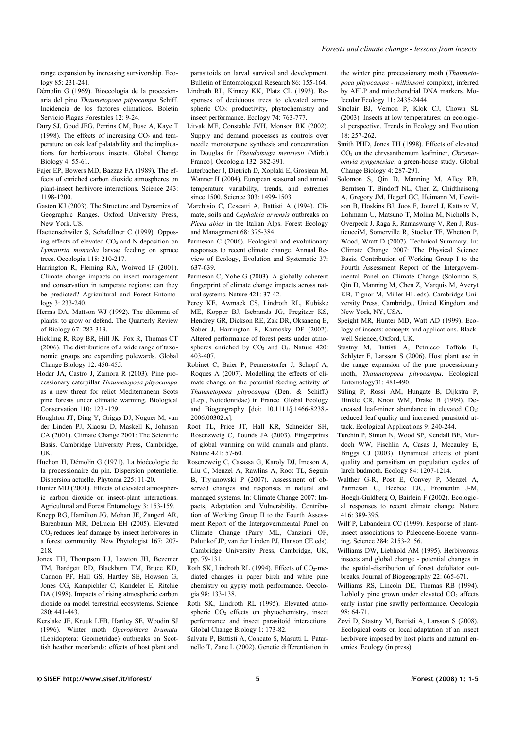range expansion by increasing survivorship. Ecology 85: 231-241.

Démolin G (1969). Bioecologia de la procesionaria del pino *Thaumetopoea pityocampa* Schiff. Incidencia de los factores climaticos. Boletin Servicio Plagas Forestales 12: 9-24.

Dury SJ, Good JEG, Perrins CM, Buse A, Kaye T (1998). The effects of increasing $CO_2$ and temperature on oak leaf palatability and the implications for herbivorous insects. Global Change Biology 4: 55-61.

Fajer EP, Bowers MD, Bazzaz FA (1989). The effects of enriched carbon dioxide atmospheres on plant-insect herbivore interactions. Science 243: 1198-1200.

Gaston KJ (2003). The Structure and Dynamics of Geographic Ranges. Oxford University Press, New York, US.

Haettenschwiler S, Schafellner C (1999). Opposing effects of elevated $CO_2$ and N deposition on *Lymantria monacha* larvae feeding on spruce trees. Oecologia 118: 210-217.

Harrington R, Fleming RA, Woiwod IP (2001). Climate change impacts on insect management and conservation in temperate regions: can they be predicted? Agricultural and Forest Entomology 3: 233-240.

Herms DA, Mattson WJ (1992). The dilemma of plants: to grow or defend. The Quarterly Review of Biology 67: 283-313.

Hickling R, Roy BR, Hill JK, Fox R, Thomas CT (2006). The distributions of a wide range of taxonomic groups are expanding polewards. Global Change Biology 12: 450-455.

Hodar JA, Castro J, Zamora R (2003). Pine processionary caterpillar *Thaumetopoea pityocampa* as a new threat for relict Mediterranean Scots pine forests under climatic warming. Biological Conservation 110: 123 -129.

Houghton JT, Ding Y, Griggs DJ, Noguer M, van der Linden PJ, Xiaosu D, Maskell K, Johnson CA (2001). Climate Change 2001: The Scientific Basis. Cambridge University Press, Cambridge, UK.

Huchon H, Démolin G (1971). La bioécologie de la processionaire du pin. Dispersion potentielle. Dispersion actuelle. Phytoma 225: 11-20.

Hunter MD (2001). Effects of elevated atmospheric carbon dioxide on insect-plant interactions. Agricultural and Forest Entomology 3: 153-159.

Knepp RG, Hamilton JG, Mohan JE, Zangerl AR, Barenbaum MR, DeLucia EH (2005). Elevated $CO_2$ reduces leaf damage by insect herbivores in a forest community. New Phytologist 167: 207-218.

Jones TH, Thompson LJ, Lawton JH, Bezemer TM, Bardgett RD, Blackburn TM, Bruce KD, Cannon PF, Hall GS, Hartley SE, Howson G, Jones CG, Kampichler C, Kandeler E, Ritchie DA (1998). Impacts of rising atmospheric carbon dioxide on model terrestrial ecosystems. Science 280: 441-443.

Kerslake JE, Kruuk LEB, Hartley SE, Woodin SJ (1996). Winter moth *Operophtera brumata* (Lepidoptera: Geometridae) outbreaks on Scottish heather moorlands: effects of host plant and parasitoids on larval survival and development. Bulletin of Entomological Research 86: 155-164.

Lindroth RL, Kinney KK, Platz CL (1993). Responses of deciduous trees to elevated atmospheric $CO_2$: productivity, phytochemistry and insect performance. Ecology 74: 763-777.

Litvak ME, Constable JVH, Monson RK (2002). Supply and demand processes as controls over needle monoterpene synthesis and concentration in Douglas fir [*Pseudotsuga menziesii* (Mirb.) Franco]. Oecologia 132: 382-391.

Luterbacher J, Dietrich D, Xoplaki E, Grosjean M, Wanner H (2004). European seasonal and annual temperature variability, trends, and extremes since 1500. Science 303: 1499-1503.

Marchisio C, Cescatti A, Battisti A (1994). Climate, soils and *Cephalcia arvensis* outbreaks on *Picea abies* in the Italian Alps. Forest Ecology and Management 68: 375-384.

Parmesan C (2006). Ecological and evolutionary responses to recent climate change. Annual Review of Ecology, Evolution and Systematic 37: 637-639.

Parmesan C, Yohe G (2003). A globally coherent fingerprint of climate change impacts across natural systems. Nature 421: 37-42.

Percy KE, Awmack CS, Lindroth RL, Kubiske ME, Kopper BJ, Isebrands JG, Pregitzer KS, Hendrey GR, Dickson RE, Zak DR, Oksanenq E, Sober J, Harrington R, Karnosky DF (2002). Altered performance of forest pests under atmospheres enriched by $CO_2$ and $O_3$. Nature 420: 403-407.

Robinet C, Baier P, Pennerstorfer J, Schopf A, Roques A (2007). Modelling the effects of climate change on the potential feeding activity of *Thaumetopoea pityocampa* (Den. & Schiff.) (Lep., Notodontidae) in France. Global Ecology and Biogeography [doi: 10.1111/j.1466-8238.-2006.00302.x].

Root TL, Price JT, Hall KR, Schneider SH, Rosenzweig C, Pounds JA (2003). Fingerprints of global warming on wild animals and plants. Nature 421: 57-60.

Rosenzweig C, Casassa G, Karoly DJ, Imeson A, Liu C, Menzel A, Rawlins A, Root TL, Seguin B, Tryjanowski P (2007). Assessment of observed changes and responses in natural and managed systems. In: Climate Change 2007: Impacts, Adaptation and Vulnerability. Contribution of Working Group II to the Fourth Assessment Report of the Intergovernmental Panel on Climate Change (Parry ML, Canziani OF, Palutikof JP, van der Linden PJ, Hanson CE eds). Cambridge University Press, Cambridge, UK, pp. 79-131.

Roth SK, Lindroth RL (1994). Effects of $CO_2$-mediated changes in paper birch and white pine chemistry on gypsy moth performance. Oecologia 98: 133-138.

Roth SK, Lindroth RL (1995). Elevated atmospheric $CO_2$ effects on phytochemistry, insect performance and insect parasitoid interactions. Global Change Biology 1: 173-82.

Salvato P, Battisti A, Concato S, Masutti L, Patarnello T, Zane L (2002). Genetic differentiation in the winter pine processionary moth (*Thaumetopoea pityocampa - wilkinsoni* complex), inferred by AFLP and mitochondrial DNA markers. Molecular Ecology 11: 2435-2444.

Sinclair BJ, Vernon P, Klok CJ, Chown SL (2003). Insects at low temperatures: an ecological perspective. Trends in Ecology and Evolution 18: 257-262.

Smith PHD, Jones TH (1998). Effects of elevated $CO_2$ on the chrysanthemum leafminer, *Chromatomyia syngenesiae*: a green-house study. Global Change Biology 4: 287-291.

Solomon S, Qin D, Manning M, Alley RB, Berntsen T, Bindoff NL, Chen Z, Chidthaisong A, Gregory JM, Hegerl GC, Heimann M, Hewitson B, Hoskins BJ, Joos F, Jouzel J, Kattsov V, Lohmann U, Matsuno T, Molina M, Nicholls N, Overpeck J, Raga R, Ramaswamy V, Ren J, RusticucciM, Somerville R, Stocker TF, Whetton P, Wood, Wratt D (2007). Technical Summary. In: Climate Change 2007: The Physical Science Basis. Contribution of Working Group I to the Fourth Assessment Report of the Intergovernmental Panel on Climate Change (Solomon S, Qin D, Manning M, Chen Z, Marquis M, Averyt KB, Tignor M, Miller HL eds). Cambridge University Press, Cambridge, United Kingdom and New York, NY, USA.

Speight MR, Hunter MD, Watt AD (1999). Ecology of insects: concepts and applications. Blackwell Science, Oxford, UK.

Stastny M, Battisti A, Petrucco Toffolo E, Schlyter F, Larsson S (2006). Host plant use in the range expansion of the pine processionary moth, *Thaumetopoea pityocampa*. Ecological Entomology31: 481-490.

Stiling P, Rossi AM, Hungate B, Dijkstra P, Hinkle CR, Knott WM, Drake B (1999). Decreased leaf-miner abundance in elevated $CO_2$: reduced leaf quality and increased parasitoid attack. Ecological Applications 9: 240-244.

Turchin P, Simon N, Wood SP, Kendall BE, Murdoch WW, Fischlin A, Casas J, Mccauley E, Briggs CJ (2003). Dynamical effects of plant quality and parasitism on population cycles of larch budmoth. Ecology 84: 1207-1214.

Walther G-R, Post E, Convey P, Menzel A, Parmesan C, Beebee TJC, Fromentin J-M, Hoegh-Guldberg O, Bairlein F (2002). Ecological responses to recent climate change. Nature 416: 389-395.

Wilf P, Labandeira CC (1999). Response of plant-insect associations to Paleocene-Eocene warming. Science 284: 2153-2156.

Williams DW, Liebhold AM (1995). Herbivorous insects and global change - potential changes in the spatial-distribution of forest defoliator outbreaks. Journal of Biogeography 22: 665-671.

Williams RS, Lincoln DE, Thomas RB (1994). Loblolly pine grown under elevated $CO_2$ affects early instar pine sawfly performance. Oecologia 98: 64-71.

Zovi D, Stastny M, Battisti A, Larsson S (2008). Ecological costs on local adaptation of an insect herbivore imposed by host plants and natural enemies. Ecology (in press).